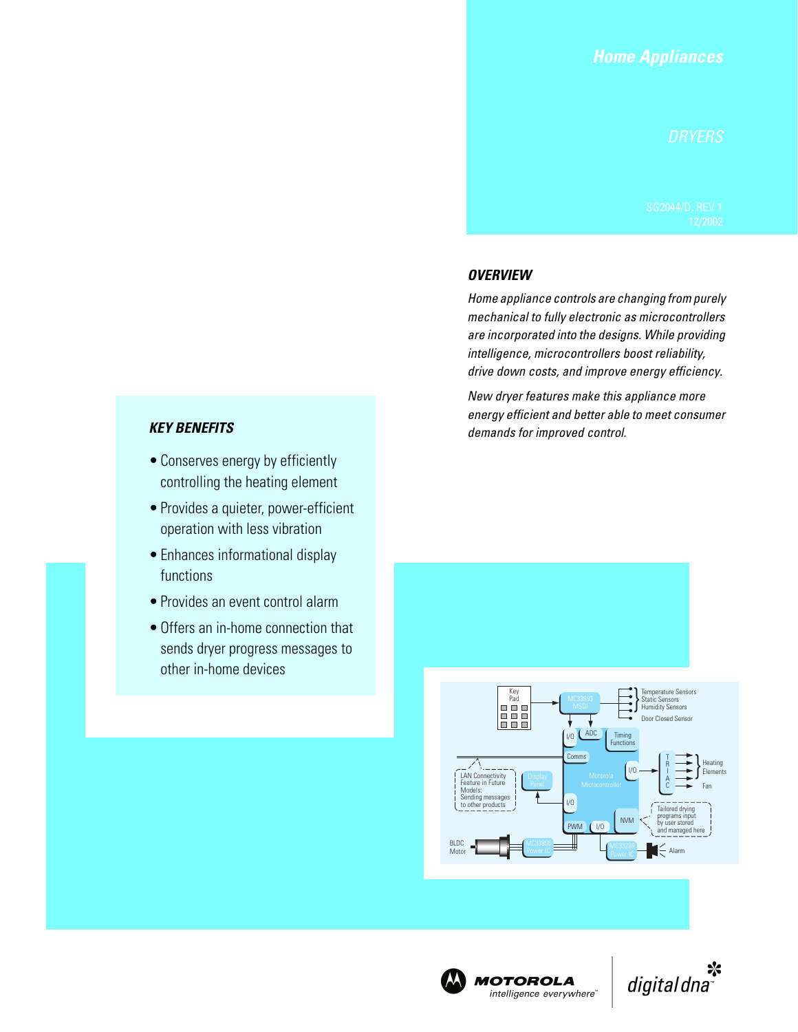# Home Appliances

## DRYERS

SG2044/D, REV 1
12/2002

### OVERVIEW

*Home appliance controls are changing from purely mechanical to fully electronic as microcontrollers are incorporated into the designs. While providing intelligence, microcontrollers boost reliability, drive down costs, and improve energy efficiency.*

*New dryer features make this appliance more energy efficient and better able to meet consumer demands for improved control.*

### KEY BENEFITS

- Conserves energy by efficiently controlling the heating element
- Provides a quieter, power-efficient operation with less vibration
- Enhances informational display functions
- Provides an event control alarm
- Offers an in-home connection that sends dryer progress messages to other in-home devices

Key Pad
MC33993 MSDI
Temperature Sensors
Static Sensors
Humidity Sensors
Door Closed Sensor
I/O
ADC
Timing Functions
Comms
LAN Connectivity Feature in Future Models: Sending messages to other products
Display Panel
Motorola Microcontroller
I/O
TRIAC
Heating Elements
Fan
I/O
NVM
Tailored drying programs input by user stored and managed here
PWM
I/O
BLDC Motor
MC33896 Power IC
MC33289 Power IC
Alarm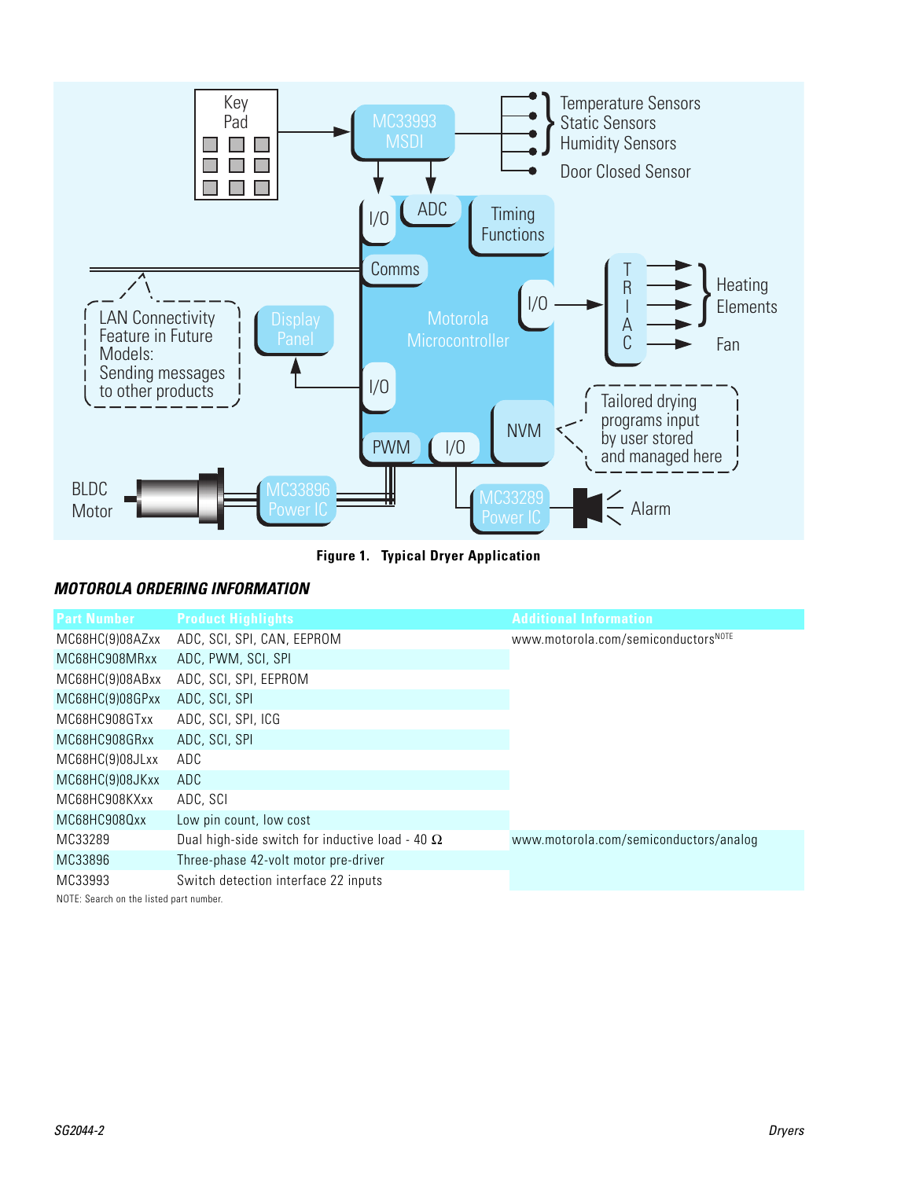Key Pad

MC33993 MSDI

Temperature Sensors
Static Sensors
Humidity Sensors

Door Closed Sensor

I/O

ADC

Timing Functions

Comms

LAN Connectivity Feature in Future Models: Sending messages to other products

Display Panel

Motorola Microcontroller

I/O

TRIAC

Heating Elements

Fan

I/O

NVM

Tailored drying programs input by user stored and managed here

PWM

I/O

BLDC Motor

MC33896 Power IC

MC33289 Power IC

Alarm

**Figure 1. Typical Dryer Application**

## *MOTOROLA ORDERING INFORMATION*

| Part Number | Product Highlights | Additional Information |
|---|---|---|
| MC68HC(9)08AZxx | ADC, SCI, SPI, CAN, EEPROM | www.motorola.com/semiconductors[NOTE] |
| MC68HC908MRxx | ADC, PWM, SCI, SPI | |
| MC68HC(9)08ABxx | ADC, SCI, SPI, EEPROM | |
| MC68HC(9)08GPxx | ADC, SCI, SPI | |
| MC68HC908GTxx | ADC, SCI, SPI, ICG | |
| MC68HC908GRxx | ADC, SCI, SPI | |
| MC68HC(9)08JLxx | ADC | |
| MC68HC(9)08JKxx | ADC | |
| MC68HC908KXxx | ADC, SCI | |
| MC68HC908Qxx | Low pin count, low cost | |
| MC33289 | Dual high-side switch for inductive load - 40 Ω | www.motorola.com/semiconductors/analog |
| MC33896 | Three-phase 42-volt motor pre-driver | |
| MC33993 | Switch detection interface 22 inputs | |

NOTE: Search on the listed part number.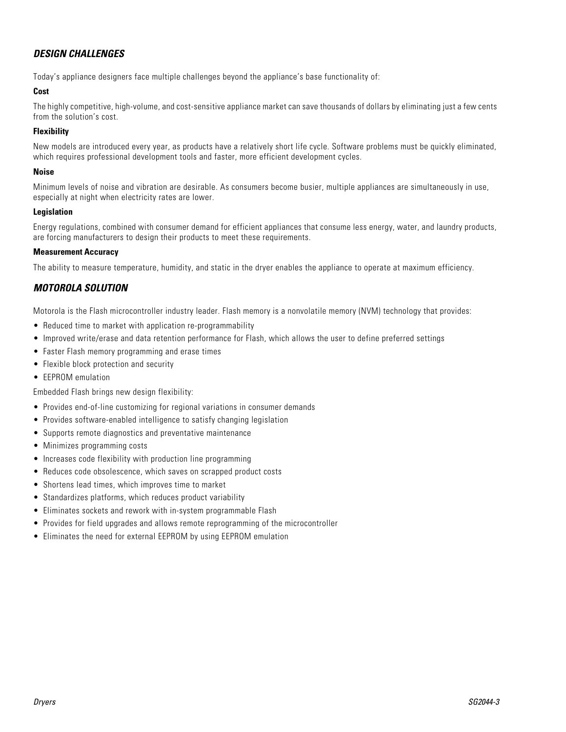## DESIGN CHALLENGES

Today's appliance designers face multiple challenges beyond the appliance's base functionality of:

**Cost**

The highly competitive, high-volume, and cost-sensitive appliance market can save thousands of dollars by eliminating just a few cents from the solution's cost.

**Flexibility**

New models are introduced every year, as products have a relatively short life cycle. Software problems must be quickly eliminated, which requires professional development tools and faster, more efficient development cycles.

**Noise**

Minimum levels of noise and vibration are desirable. As consumers become busier, multiple appliances are simultaneously in use, especially at night when electricity rates are lower.

**Legislation**

Energy regulations, combined with consumer demand for efficient appliances that consume less energy, water, and laundry products, are forcing manufacturers to design their products to meet these requirements.

**Measurement Accuracy**

The ability to measure temperature, humidity, and static in the dryer enables the appliance to operate at maximum efficiency.

## MOTOROLA SOLUTION

Motorola is the Flash microcontroller industry leader. Flash memory is a nonvolatile memory (NVM) technology that provides:

- Reduced time to market with application re-programmability
- Improved write/erase and data retention performance for Flash, which allows the user to define preferred settings
- Faster Flash memory programming and erase times
- Flexible block protection and security
- EEPROM emulation

Embedded Flash brings new design flexibility:

- Provides end-of-line customizing for regional variations in consumer demands
- Provides software-enabled intelligence to satisfy changing legislation
- Supports remote diagnostics and preventative maintenance
- Minimizes programming costs
- Increases code flexibility with production line programming
- Reduces code obsolescence, which saves on scrapped product costs
- Shortens lead times, which improves time to market
- Standardizes platforms, which reduces product variability
- Eliminates sockets and rework with in-system programmable Flash
- Provides for field upgrades and allows remote reprogramming of the microcontroller
- Eliminates the need for external EEPROM by using EEPROM emulation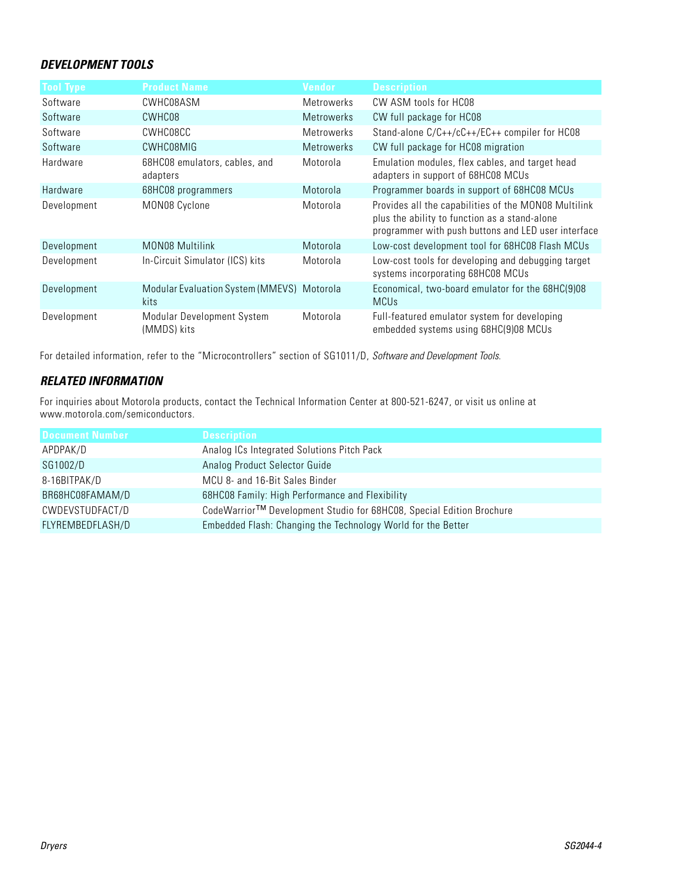### *DEVELOPMENT TOOLS*

| Tool Type | Product Name | Vendor | Description |
|---|---|---|---|
| Software | CWHC08ASM | Metrowerks | CW ASM tools for HC08 |
| Software | CWHC08 | Metrowerks | CW full package for HC08 |
| Software | CWHC08CC | Metrowerks | Stand-alone C/C++/cC++/EC++ compiler for HC08 |
| Software | CWHC08MIG | Metrowerks | CW full package for HC08 migration |
| Hardware | 68HC08 emulators, cables, and adapters | Motorola | Emulation modules, flex cables, and target head adapters in support of 68HC08 MCUs |
| Hardware | 68HC08 programmers | Motorola | Programmer boards in support of 68HC08 MCUs |
| Development | MON08 Cyclone | Motorola | Provides all the capabilities of the MON08 Multilink plus the ability to function as a stand-alone programmer with push buttons and LED user interface |
| Development | MON08 Multilink | Motorola | Low-cost development tool for 68HC08 Flash MCUs |
| Development | In-Circuit Simulator (ICS) kits | Motorola | Low-cost tools for developing and debugging target systems incorporating 68HC08 MCUs |
| Development | Modular Evaluation System (MMEVS) kits | Motorola | Economical, two-board emulator for the 68HC(9)08 MCUs |
| Development | Modular Development System (MMDS) kits | Motorola | Full-featured emulator system for developing embedded systems using 68HC(9)08 MCUs |

For detailed information, refer to the "Microcontrollers" section of SG1011/D, *Software and Development Tools*.

### *RELATED INFORMATION*

For inquiries about Motorola products, contact the Technical Information Center at 800-521-6247, or visit us online at www.motorola.com/semiconductors.

| Document Number | Description |
|---|---|
| APDPAK/D | Analog ICs Integrated Solutions Pitch Pack |
| SG1002/D | Analog Product Selector Guide |
| 8-16BITPAK/D | MCU 8- and 16-Bit Sales Binder |
| BR68HC08FAMAM/D | 68HC08 Family: High Performance and Flexibility |
| CWDEVSTUDFACT/D | CodeWarrior™ Development Studio for 68HC08, Special Edition Brochure |
| FLYREMBEDFLASH/D | Embedded Flash: Changing the Technology World for the Better |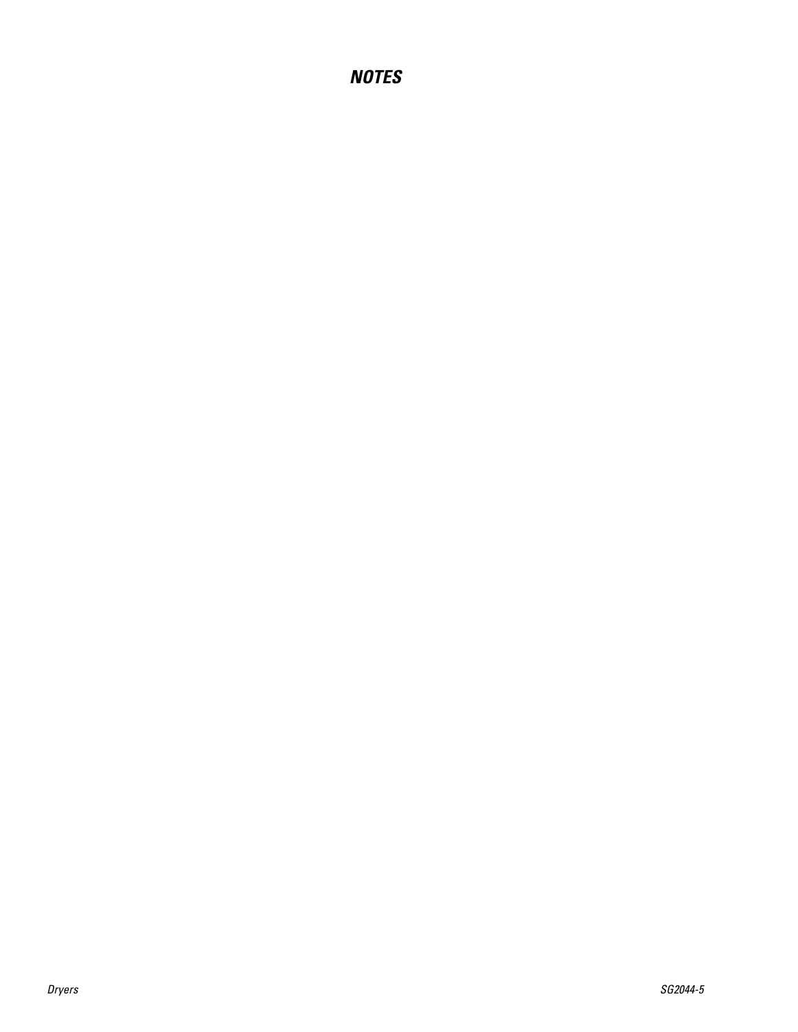## *NOTES*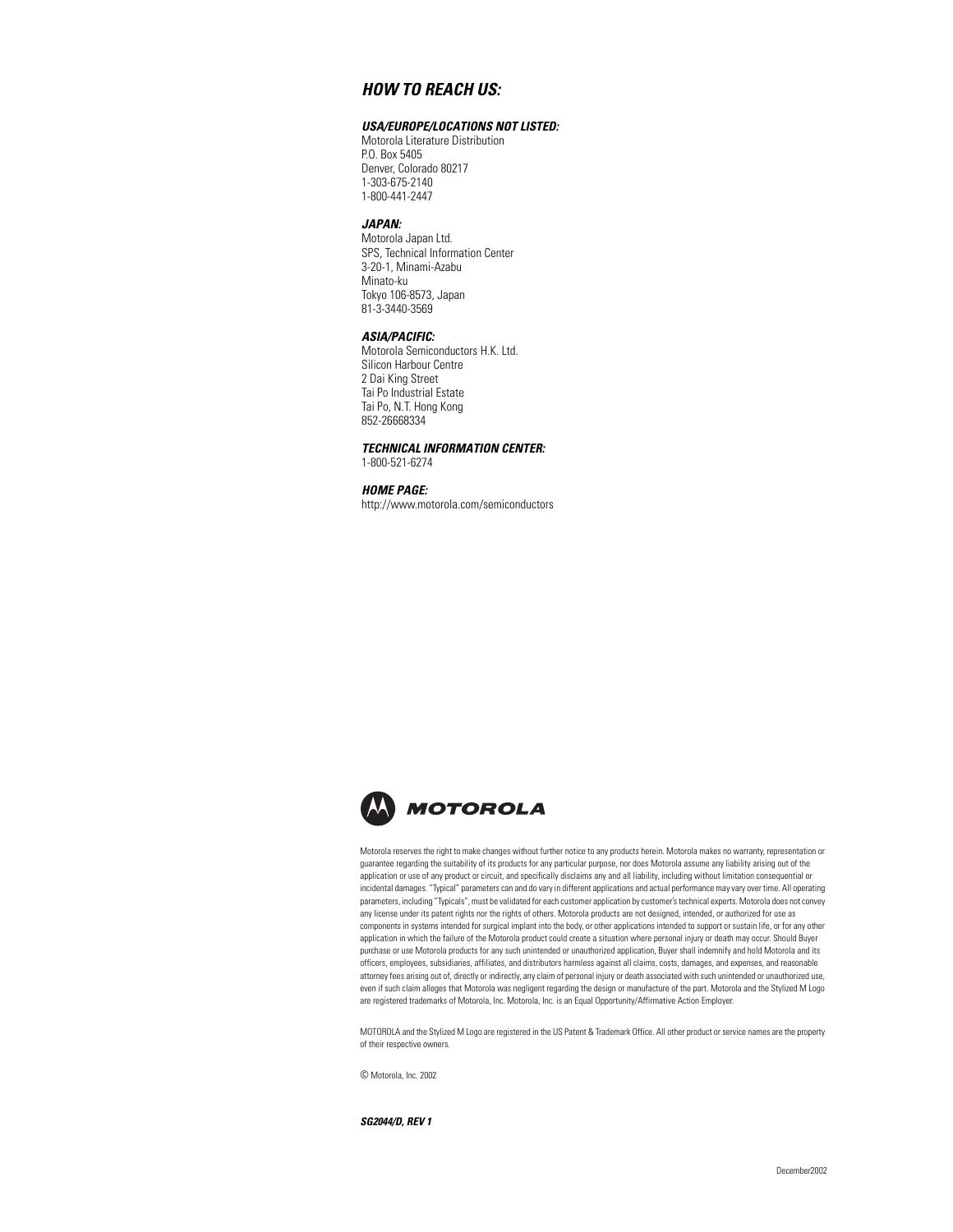## *HOW TO REACH US:*

***USA/EUROPE/LOCATIONS NOT LISTED:***

Motorola Literature Distribution
P.O. Box 5405
Denver, Colorado 80217
1-303-675-2140
1-800-441-2447

***JAPAN:***

Motorola Japan Ltd.
SPS, Technical Information Center
3-20-1, Minami-Azabu
Minato-ku
Tokyo 106-8573, Japan
81-3-3440-3569

***ASIA/PACIFIC:***

Motorola Semiconductors H.K. Ltd.
Silicon Harbour Centre
2 Dai King Street
Tai Po Industrial Estate
Tai Po, N.T. Hong Kong
852-26668334

***TECHNICAL INFORMATION CENTER:***

1-800-521-6274

***HOME PAGE:***

http://www.motorola.com/semiconductors

**MOTOROLA**

Motorola reserves the right to make changes without further notice to any products herein. Motorola makes no warranty, representation or guarantee regarding the suitability of its products for any particular purpose, nor does Motorola assume any liability arising out of the application or use of any product or circuit, and specifically disclaims any and all liability, including without limitation consequential or incidental damages. "Typical" parameters can and do vary in different applications and actual performance may vary over time. All operating parameters, including "Typicals", must be validated for each customer application by customer's technical experts. Motorola does not convey any license under its patent rights nor the rights of others. Motorola products are not designed, intended, or authorized for use as components in systems intended for surgical implant into the body, or other applications intended to support or sustain life, or for any other application in which the failure of the Motorola product could create a situation where personal injury or death may occur. Should Buyer purchase or use Motorola products for any such unintended or unauthorized application, Buyer shall indemnify and hold Motorola and its officers, employees, subsidiaries, affiliates, and distributors harmless against all claims, costs, damages, and expenses, and reasonable attorney fees arising out of, directly or indirectly, any claim of personal injury or death associated with such unintended or unauthorized use, even if such claim alleges that Motorola was negligent regarding the design or manufacture of the part. Motorola and the Stylized M Logo are registered trademarks of Motorola, Inc. Motorola, Inc. is an Equal Opportunity/Affirmative Action Employer.

MOTOROLA and the Stylized M Logo are registered in the US Patent & Trademark Office. All other product or service names are the property of their respective owners.

© Motorola, Inc. 2002

***SG2044/D, REV 1***

December2002